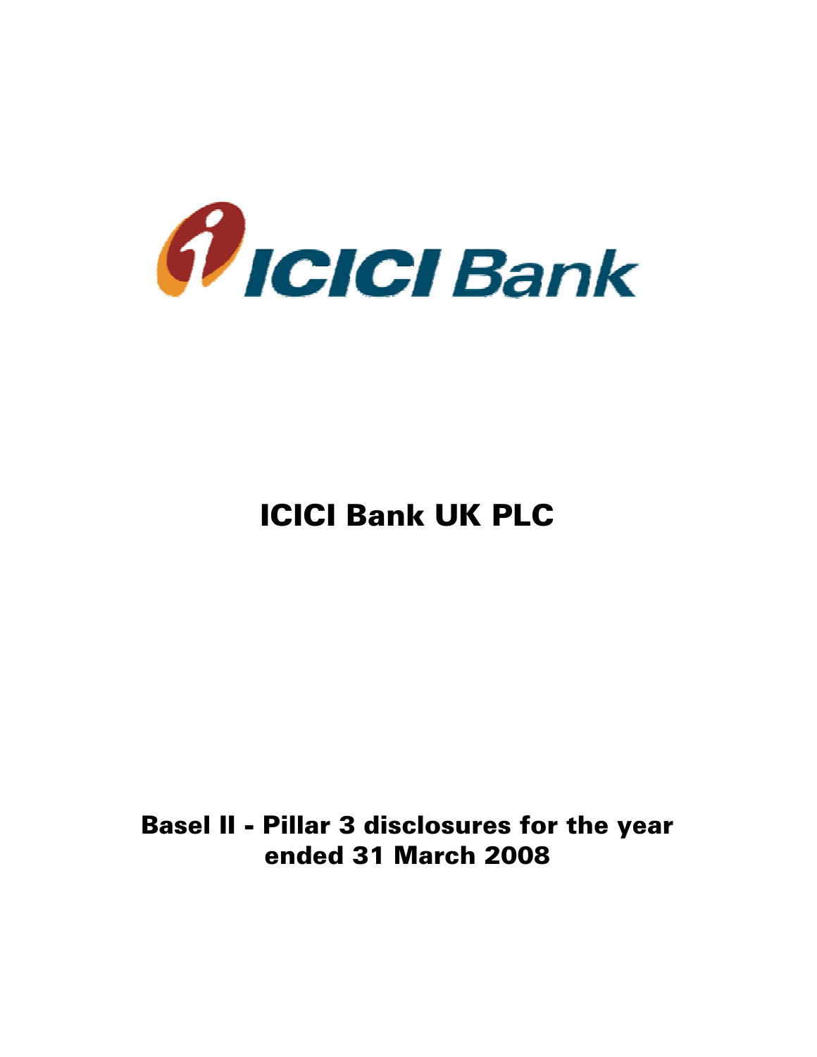ICICI Bank

# ICICI Bank UK PLC

## Basel II - Pillar 3 disclosures for the year ended 31 March 2008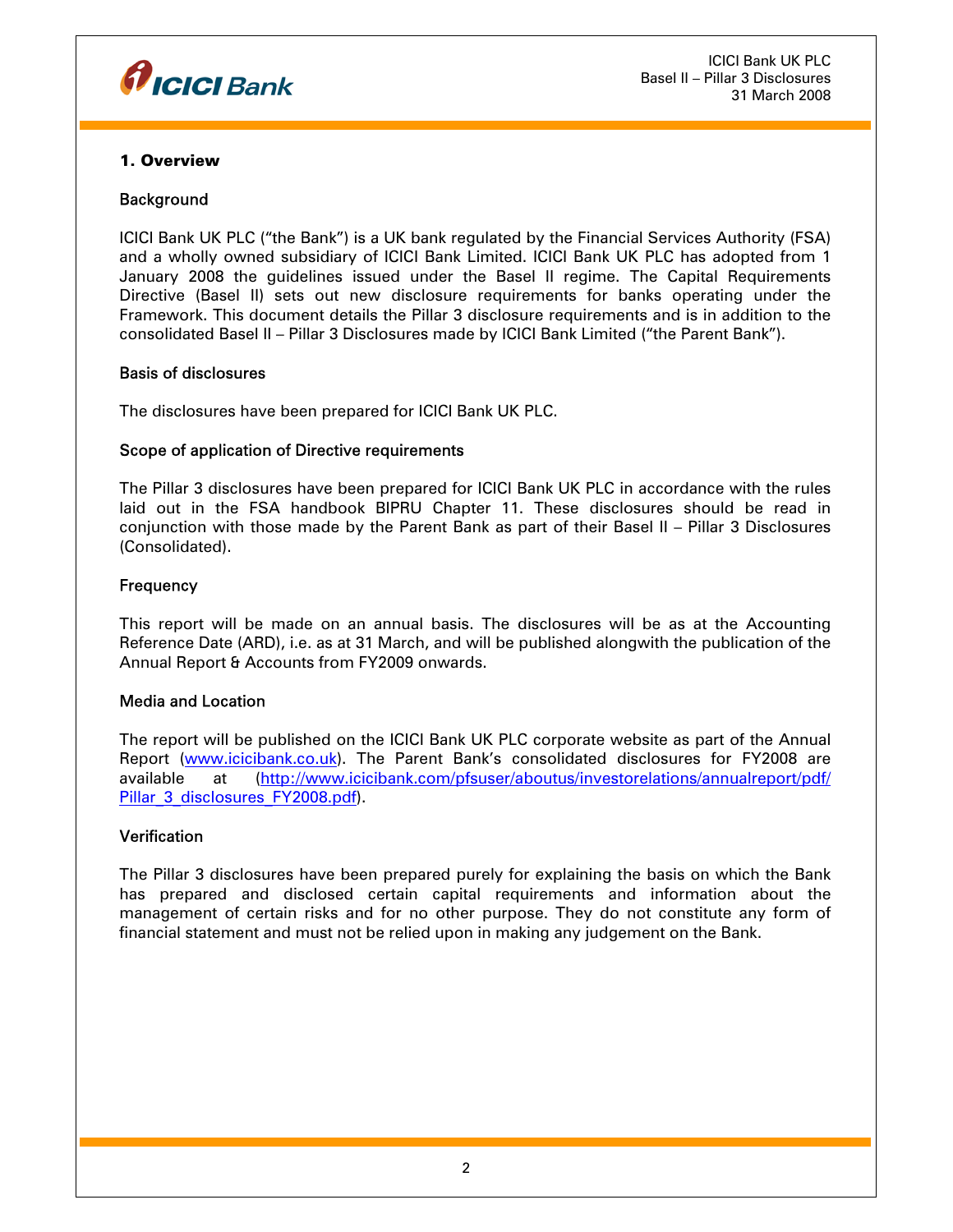## 1. Overview

### Background

ICICI Bank UK PLC ("the Bank") is a UK bank regulated by the Financial Services Authority (FSA) and a wholly owned subsidiary of ICICI Bank Limited. ICICI Bank UK PLC has adopted from 1 January 2008 the guidelines issued under the Basel II regime. The Capital Requirements Directive (Basel II) sets out new disclosure requirements for banks operating under the Framework. This document details the Pillar 3 disclosure requirements and is in addition to the consolidated Basel II – Pillar 3 Disclosures made by ICICI Bank Limited ("the Parent Bank").

### Basis of disclosures

The disclosures have been prepared for ICICI Bank UK PLC.

### Scope of application of Directive requirements

The Pillar 3 disclosures have been prepared for ICICI Bank UK PLC in accordance with the rules laid out in the FSA handbook BIPRU Chapter 11. These disclosures should be read in conjunction with those made by the Parent Bank as part of their Basel II – Pillar 3 Disclosures (Consolidated).

### Frequency

This report will be made on an annual basis. The disclosures will be as at the Accounting Reference Date (ARD), i.e. as at 31 March, and will be published alongwith the publication of the Annual Report & Accounts from FY2009 onwards.

### Media and Location

The report will be published on the ICICI Bank UK PLC corporate website as part of the Annual Report (www.icicibank.co.uk). The Parent Bank's consolidated disclosures for FY2008 are available at (http://www.icicibank.com/pfsuser/aboutus/investorelations/annualreport/pdf/Pillar_3_disclosures_FY2008.pdf).

### Verification

The Pillar 3 disclosures have been prepared purely for explaining the basis on which the Bank has prepared and disclosed certain capital requirements and information about the management of certain risks and for no other purpose. They do not constitute any form of financial statement and must not be relied upon in making any judgement on the Bank.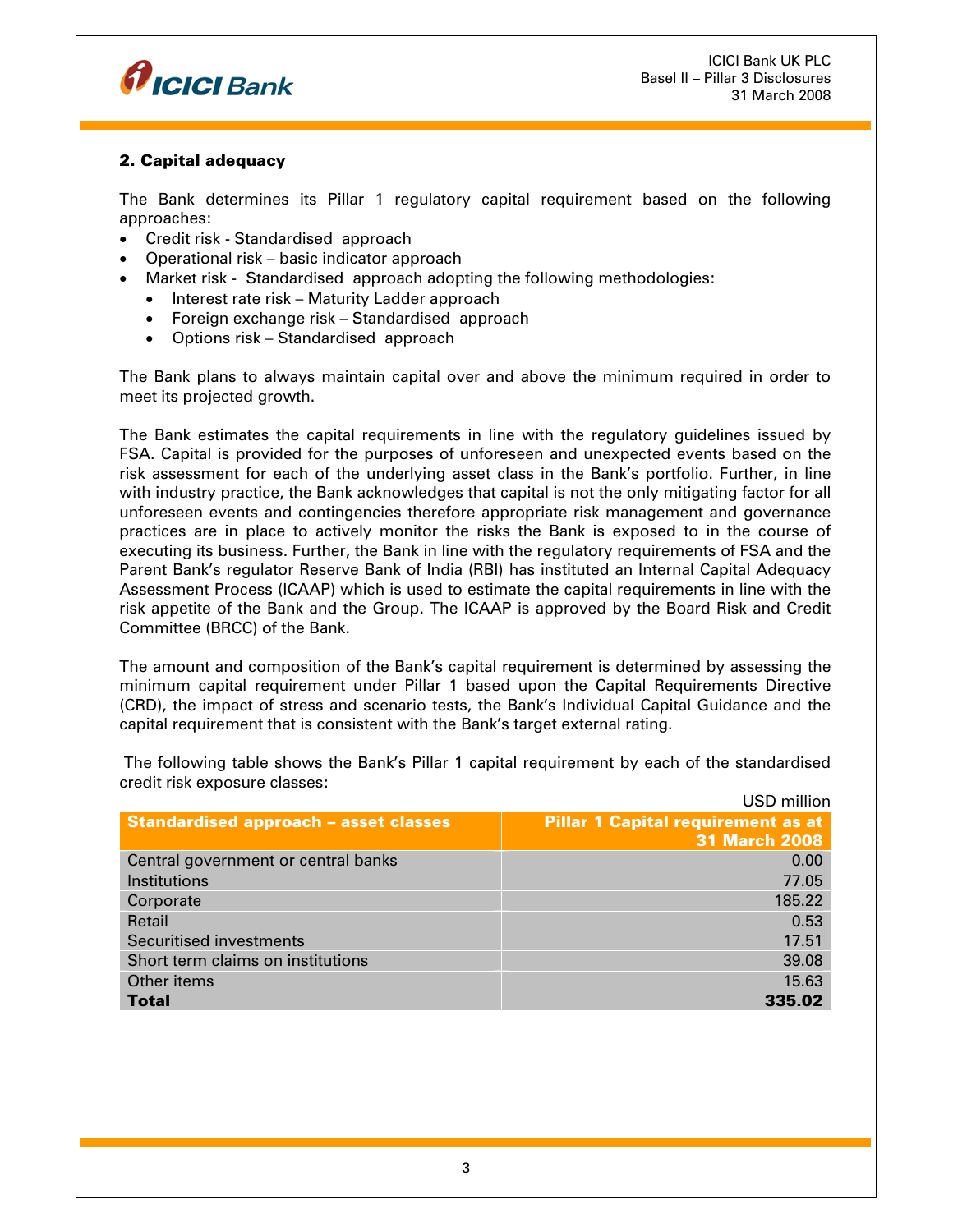## 2. Capital adequacy

The Bank determines its Pillar 1 regulatory capital requirement based on the following approaches:

- Credit risk - Standardised approach
- Operational risk – basic indicator approach
- Market risk - Standardised approach adopting the following methodologies:
  - Interest rate risk – Maturity Ladder approach
  - Foreign exchange risk – Standardised approach
  - Options risk – Standardised approach

The Bank plans to always maintain capital over and above the minimum required in order to meet its projected growth.

The Bank estimates the capital requirements in line with the regulatory guidelines issued by FSA. Capital is provided for the purposes of unforeseen and unexpected events based on the risk assessment for each of the underlying asset class in the Bank's portfolio. Further, in line with industry practice, the Bank acknowledges that capital is not the only mitigating factor for all unforeseen events and contingencies therefore appropriate risk management and governance practices are in place to actively monitor the risks the Bank is exposed to in the course of executing its business. Further, the Bank in line with the regulatory requirements of FSA and the Parent Bank's regulator Reserve Bank of India (RBI) has instituted an Internal Capital Adequacy Assessment Process (ICAAP) which is used to estimate the capital requirements in line with the risk appetite of the Bank and the Group. The ICAAP is approved by the Board Risk and Credit Committee (BRCC) of the Bank.

The amount and composition of the Bank's capital requirement is determined by assessing the minimum capital requirement under Pillar 1 based upon the Capital Requirements Directive (CRD), the impact of stress and scenario tests, the Bank's Individual Capital Guidance and the capital requirement that is consistent with the Bank's target external rating.

The following table shows the Bank's Pillar 1 capital requirement by each of the standardised credit risk exposure classes:

USD million

| Standardised approach – asset classes | Pillar 1 Capital requirement as at 31 March 2008 |
|---|---|
| Central government or central banks | 0.00 |
| Institutions | 77.05 |
| Corporate | 185.22 |
| Retail | 0.53 |
| Securitised investments | 17.51 |
| Short term claims on institutions | 39.08 |
| Other items | 15.63 |
| **Total** | **335.02** |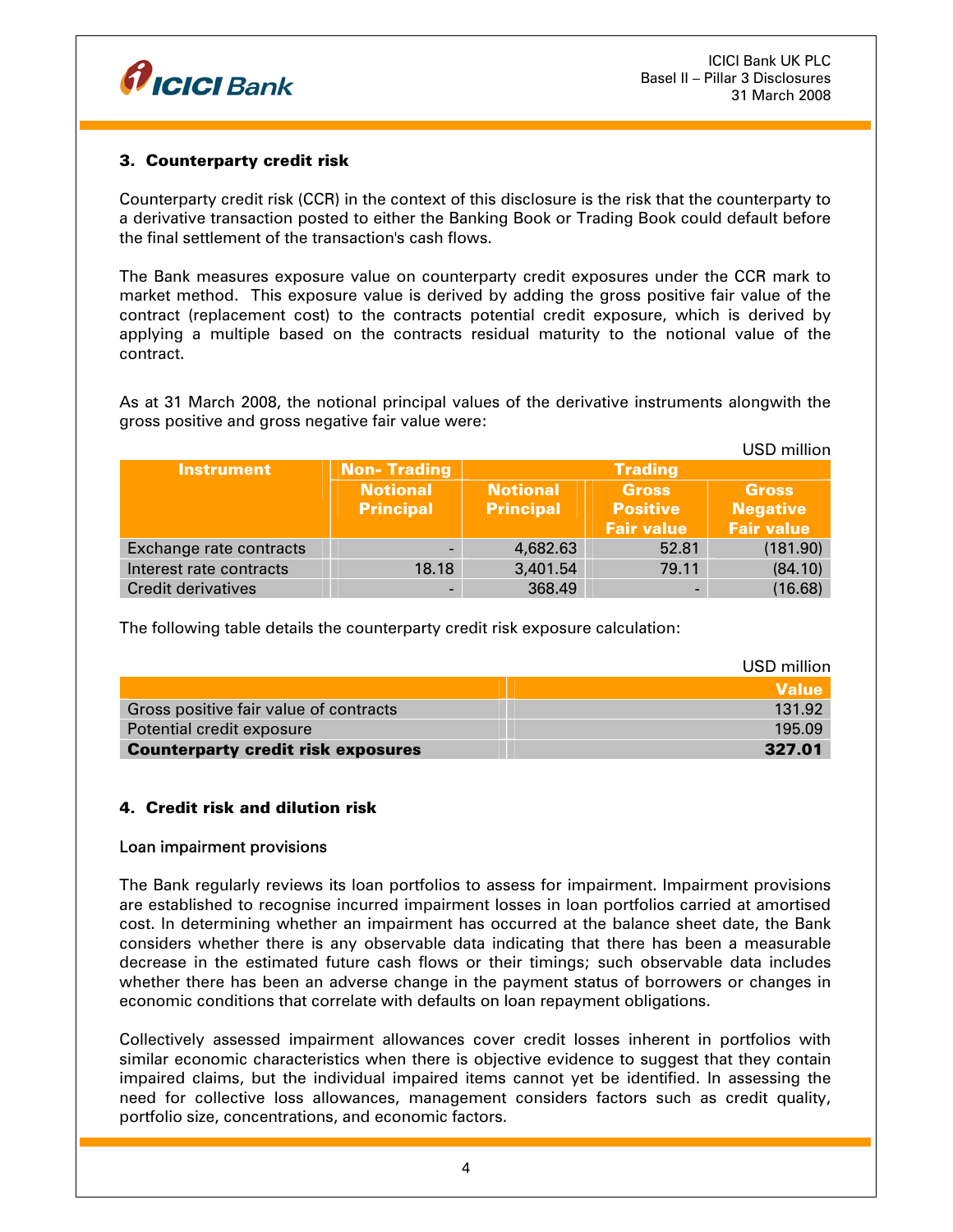## 3. Counterparty credit risk

Counterparty credit risk (CCR) in the context of this disclosure is the risk that the counterparty to a derivative transaction posted to either the Banking Book or Trading Book could default before the final settlement of the transaction's cash flows.

The Bank measures exposure value on counterparty credit exposures under the CCR mark to market method. This exposure value is derived by adding the gross positive fair value of the contract (replacement cost) to the contracts potential credit exposure, which is derived by applying a multiple based on the contracts residual maturity to the notional value of the contract.

As at 31 March 2008, the notional principal values of the derivative instruments alongwith the gross positive and gross negative fair value were:

USD million

| Instrument | Non- Trading | Trading | | |
|---|---|---|---|---|
| | Notional Principal | Notional Principal | Gross Positive Fair value | Gross Negative Fair value |
| Exchange rate contracts | - | 4,682.63 | 52.81 | (181.90) |
| Interest rate contracts | 18.18 | 3,401.54 | 79.11 | (84.10) |
| Credit derivatives | - | 368.49 | - | (16.68) |

The following table details the counterparty credit risk exposure calculation:

USD million

| | Value |
|---|---|
| Gross positive fair value of contracts | 131.92 |
| Potential credit exposure | 195.09 |
| **Counterparty credit risk exposures** | **327.01** |

## 4. Credit risk and dilution risk

### Loan impairment provisions

The Bank regularly reviews its loan portfolios to assess for impairment. Impairment provisions are established to recognise incurred impairment losses in loan portfolios carried at amortised cost. In determining whether an impairment has occurred at the balance sheet date, the Bank considers whether there is any observable data indicating that there has been a measurable decrease in the estimated future cash flows or their timings; such observable data includes whether there has been an adverse change in the payment status of borrowers or changes in economic conditions that correlate with defaults on loan repayment obligations.

Collectively assessed impairment allowances cover credit losses inherent in portfolios with similar economic characteristics when there is objective evidence to suggest that they contain impaired claims, but the individual impaired items cannot yet be identified. In assessing the need for collective loss allowances, management considers factors such as credit quality, portfolio size, concentrations, and economic factors.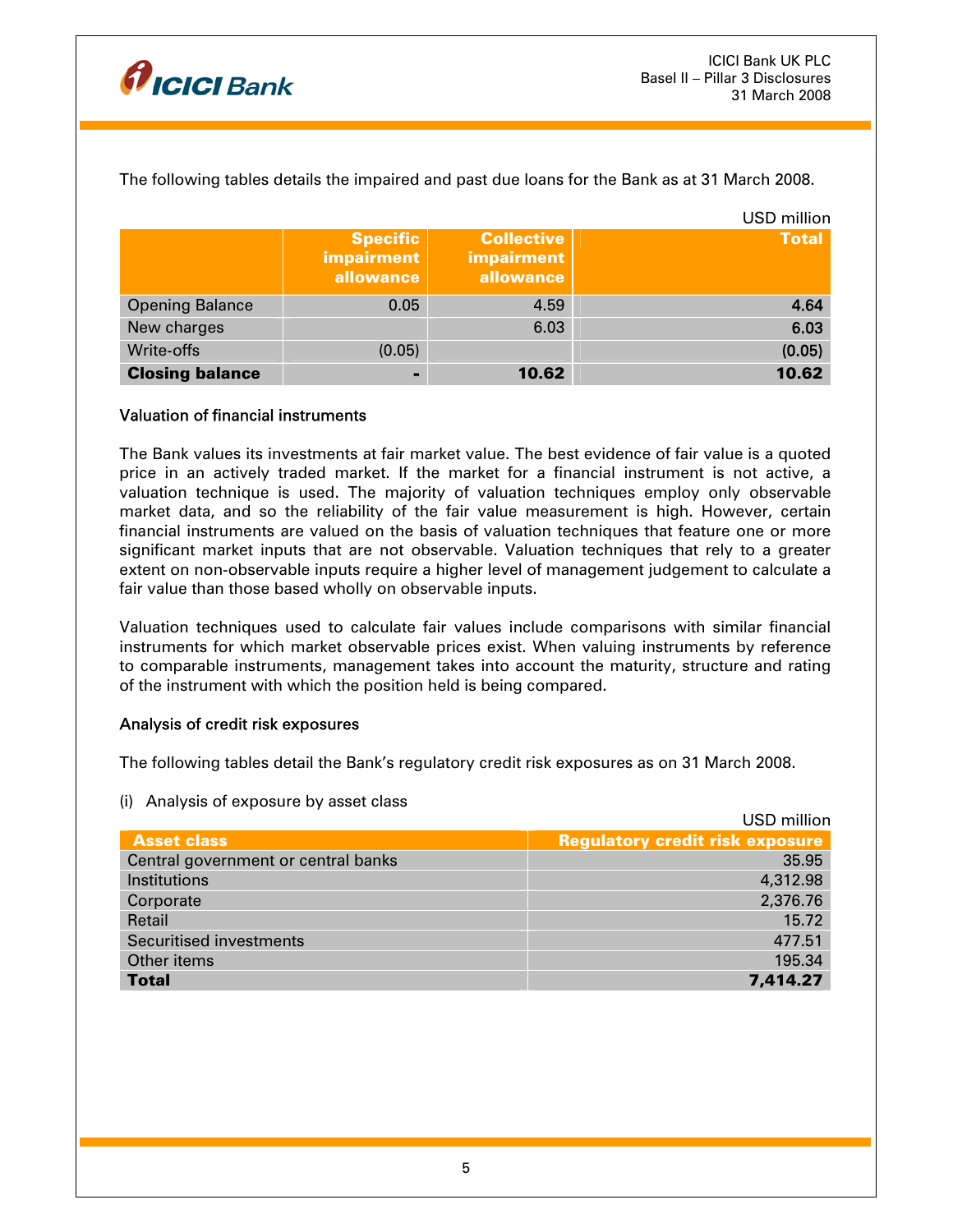The following tables details the impaired and past due loans for the Bank as at 31 March 2008.

USD million

| | Specific impairment allowance | Collective impairment allowance | Total |
|---|---|---|---|
| Opening Balance | 0.05 | 4.59 | **4.64** |
| New charges | | 6.03 | **6.03** |
| Write-offs | (0.05) | | **(0.05)** |
| **Closing balance** | **-** | **10.62** | **10.62** |

### Valuation of financial instruments

The Bank values its investments at fair market value. The best evidence of fair value is a quoted price in an actively traded market. If the market for a financial instrument is not active, a valuation technique is used. The majority of valuation techniques employ only observable market data, and so the reliability of the fair value measurement is high. However, certain financial instruments are valued on the basis of valuation techniques that feature one or more significant market inputs that are not observable. Valuation techniques that rely to a greater extent on non-observable inputs require a higher level of management judgement to calculate a fair value than those based wholly on observable inputs.

Valuation techniques used to calculate fair values include comparisons with similar financial instruments for which market observable prices exist. When valuing instruments by reference to comparable instruments, management takes into account the maturity, structure and rating of the instrument with which the position held is being compared.

### Analysis of credit risk exposures

The following tables detail the Bank's regulatory credit risk exposures as on 31 March 2008.

(i) Analysis of exposure by asset class

USD million

| Asset class | Regulatory credit risk exposure |
|---|---|
| Central government or central banks | 35.95 |
| Institutions | 4,312.98 |
| Corporate | 2,376.76 |
| Retail | 15.72 |
| Securitised investments | 477.51 |
| Other items | 195.34 |
| **Total** | **7,414.27** |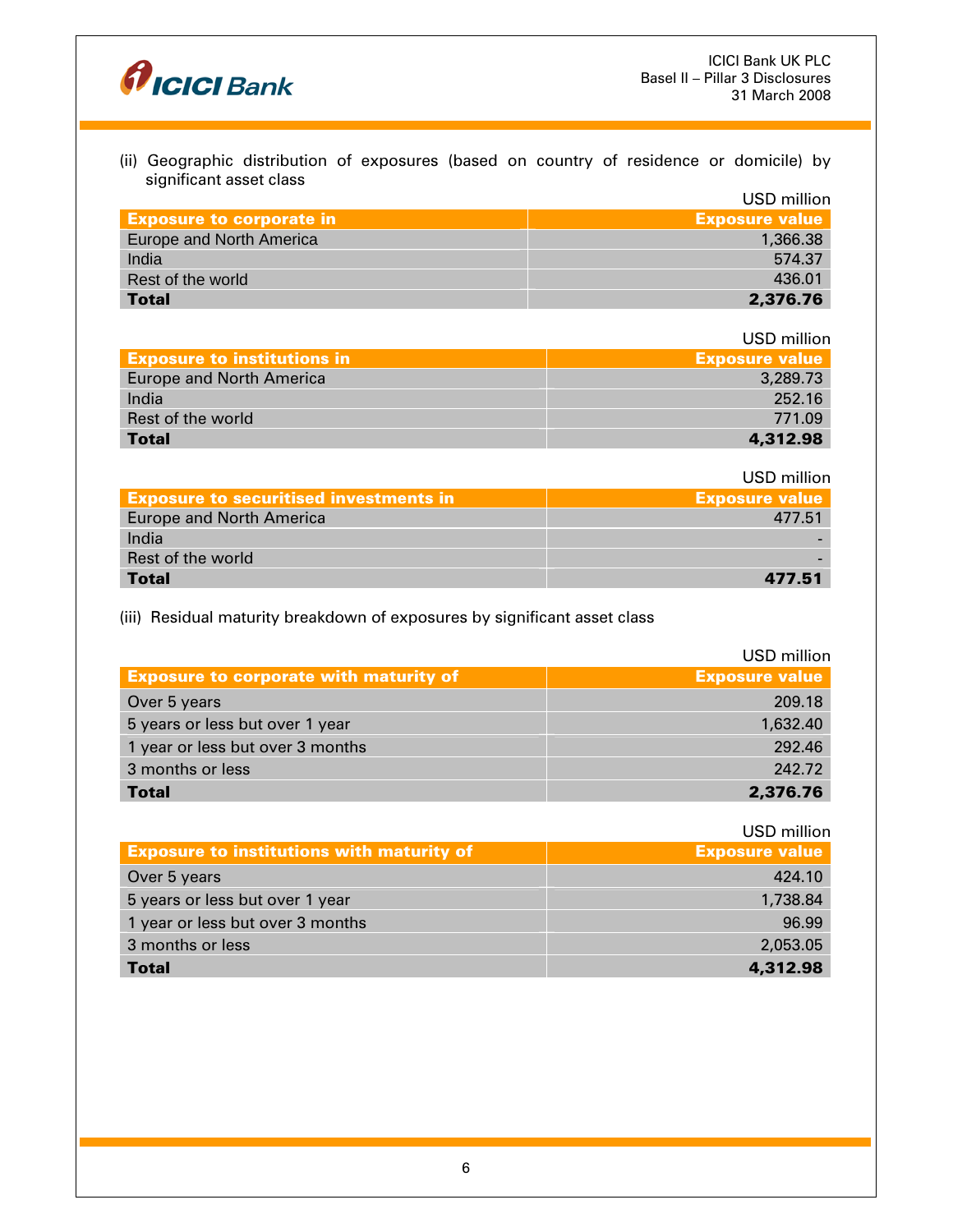(ii) Geographic distribution of exposures (based on country of residence or domicile) by significant asset class

USD million

| Exposure to corporate in | Exposure value |
|---|---|
| Europe and North America | 1,366.38 |
| India | 574.37 |
| Rest of the world | 436.01 |
| **Total** | **2,376.76** |

USD million

| Exposure to institutions in | Exposure value |
|---|---|
| Europe and North America | 3,289.73 |
| India | 252.16 |
| Rest of the world | 771.09 |
| **Total** | **4,312.98** |

USD million

| Exposure to securitised investments in | Exposure value |
|---|---|
| Europe and North America | 477.51 |
| India | - |
| Rest of the world | - |
| **Total** | **477.51** |

(iii) Residual maturity breakdown of exposures by significant asset class

USD million

| Exposure to corporate with maturity of | Exposure value |
|---|---|
| Over 5 years | 209.18 |
| 5 years or less but over 1 year | 1,632.40 |
| 1 year or less but over 3 months | 292.46 |
| 3 months or less | 242.72 |
| **Total** | **2,376.76** |

USD million

| Exposure to institutions with maturity of | Exposure value |
|---|---|
| Over 5 years | 424.10 |
| 5 years or less but over 1 year | 1,738.84 |
| 1 year or less but over 3 months | 96.99 |
| 3 months or less | 2,053.05 |
| **Total** | **4,312.98** |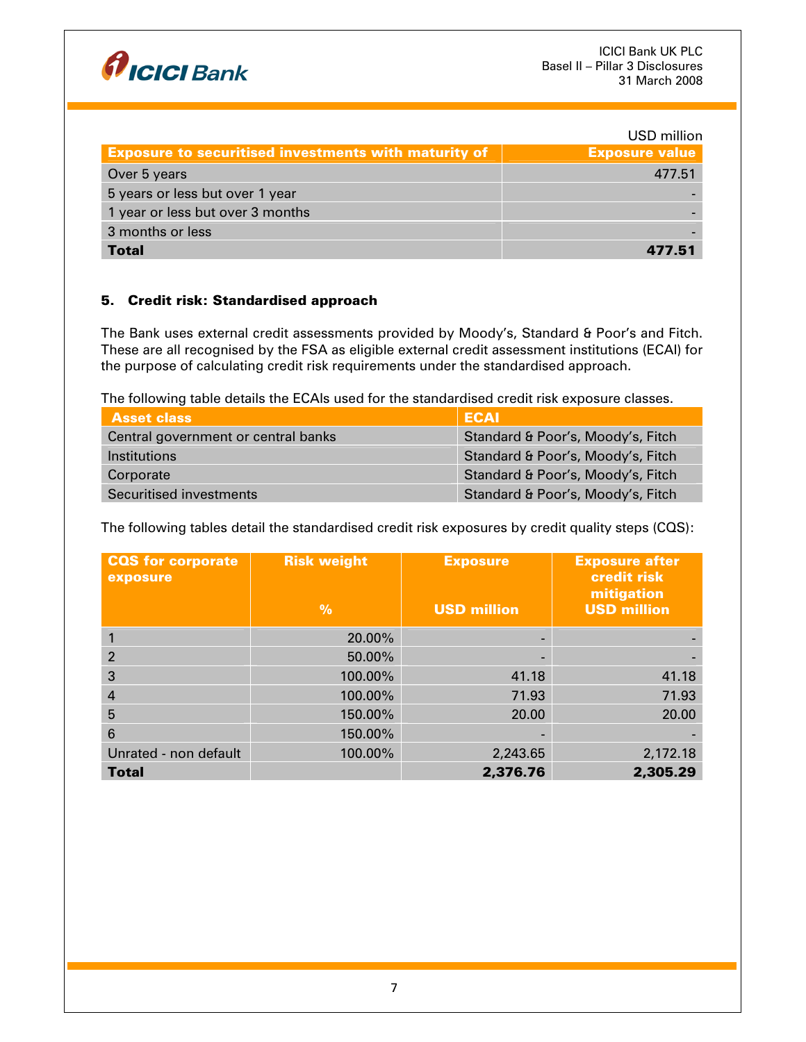USD million

| Exposure to securitised investments with maturity of | Exposure value |
|---|---|
| Over 5 years | 477.51 |
| 5 years or less but over 1 year | - |
| 1 year or less but over 3 months | - |
| 3 months or less | - |
| **Total** | **477.51** |

## 5. Credit risk: Standardised approach

The Bank uses external credit assessments provided by Moody's, Standard & Poor's and Fitch. These are all recognised by the FSA as eligible external credit assessment institutions (ECAI) for the purpose of calculating credit risk requirements under the standardised approach.

The following table details the ECAIs used for the standardised credit risk exposure classes.

| Asset class | ECAI |
|---|---|
| Central government or central banks | Standard & Poor's, Moody's, Fitch |
| Institutions | Standard & Poor's, Moody's, Fitch |
| Corporate | Standard & Poor's, Moody's, Fitch |
| Securitised investments | Standard & Poor's, Moody's, Fitch |

The following tables detail the standardised credit risk exposures by credit quality steps (CQS):

| CQS for corporate exposure | Risk weight % | Exposure USD million | Exposure after credit risk mitigation USD million |
|---|---|---|---|
| 1 | 20.00% | - | - |
| 2 | 50.00% | - | - |
| 3 | 100.00% | 41.18 | 41.18 |
| 4 | 100.00% | 71.93 | 71.93 |
| 5 | 150.00% | 20.00 | 20.00 |
| 6 | 150.00% | - | - |
| Unrated - non default | 100.00% | 2,243.65 | 2,172.18 |
| **Total** | | **2,376.76** | **2,305.29** |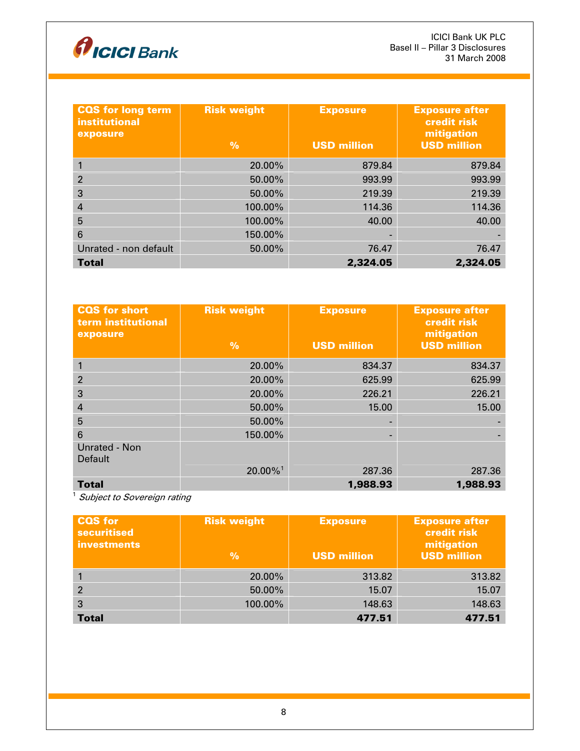| CQS for long term institutional exposure | Risk weight<br><br>% | Exposure<br><br>USD million | Exposure after credit risk mitigation<br>USD million |
|---|---|---|---|
| 1 | 20.00% | 879.84 | 879.84 |
| 2 | 50.00% | 993.99 | 993.99 |
| 3 | 50.00% | 219.39 | 219.39 |
| 4 | 100.00% | 114.36 | 114.36 |
| 5 | 100.00% | 40.00 | 40.00 |
| 6 | 150.00% | - | - |
| Unrated - non default | 50.00% | 76.47 | 76.47 |
| **Total** | | **2,324.05** | **2,324.05** |

| CQS for short term institutional exposure | Risk weight<br><br>% | Exposure<br><br>USD million | Exposure after credit risk mitigation<br>USD million |
|---|---|---|---|
| 1 | 20.00% | 834.37 | 834.37 |
| 2 | 20.00% | 625.99 | 625.99 |
| 3 | 20.00% | 226.21 | 226.21 |
| 4 | 50.00% | 15.00 | 15.00 |
| 5 | 50.00% | - | - |
| 6 | 150.00% | - | - |
| Unrated - Non Default | 20.00%[1] | 287.36 | 287.36 |
| **Total** | | **1,988.93** | **1,988.93** |

[1] *Subject to Sovereign rating*

| CQS for securitised investments | Risk weight<br><br>% | Exposure<br><br>USD million | Exposure after credit risk mitigation<br>USD million |
|---|---|---|---|
| 1 | 20.00% | 313.82 | 313.82 |
| 2 | 50.00% | 15.07 | 15.07 |
| 3 | 100.00% | 148.63 | 148.63 |
| **Total** | | **477.51** | **477.51** |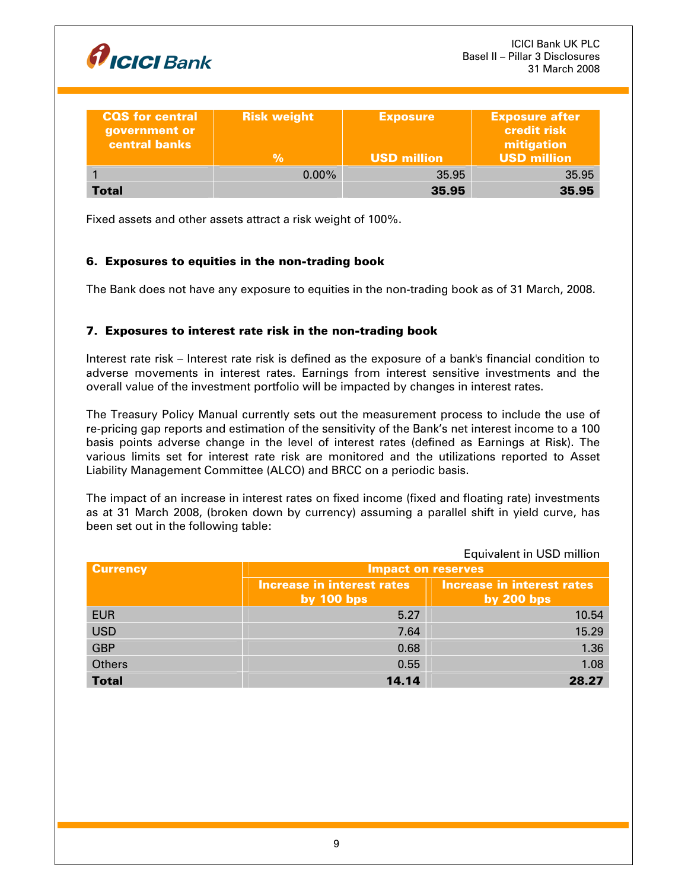| CQS for central government or central banks | Risk weight<br>% | Exposure<br>USD million | Exposure after credit risk mitigation<br>USD million |
|---|---|---|---|
| 1 | 0.00% | 35.95 | 35.95 |
| **Total** | | **35.95** | **35.95** |

Fixed assets and other assets attract a risk weight of 100%.

### 6. Exposures to equities in the non-trading book

The Bank does not have any exposure to equities in the non-trading book as of 31 March, 2008.

### 7. Exposures to interest rate risk in the non-trading book

Interest rate risk – Interest rate risk is defined as the exposure of a bank's financial condition to adverse movements in interest rates. Earnings from interest sensitive investments and the overall value of the investment portfolio will be impacted by changes in interest rates.

The Treasury Policy Manual currently sets out the measurement process to include the use of re-pricing gap reports and estimation of the sensitivity of the Bank's net interest income to a 100 basis points adverse change in the level of interest rates (defined as Earnings at Risk). The various limits set for interest rate risk are monitored and the utilizations reported to Asset Liability Management Committee (ALCO) and BRCC on a periodic basis.

The impact of an increase in interest rates on fixed income (fixed and floating rate) investments as at 31 March 2008, (broken down by currency) assuming a parallel shift in yield curve, has been set out in the following table:

Equivalent in USD million

| Currency | Impact on reserves | |
|---|---|---|
| | Increase in interest rates by 100 bps | Increase in interest rates by 200 bps |
| EUR | 5.27 | 10.54 |
| USD | 7.64 | 15.29 |
| GBP | 0.68 | 1.36 |
| Others | 0.55 | 1.08 |
| **Total** | **14.14** | **28.27** |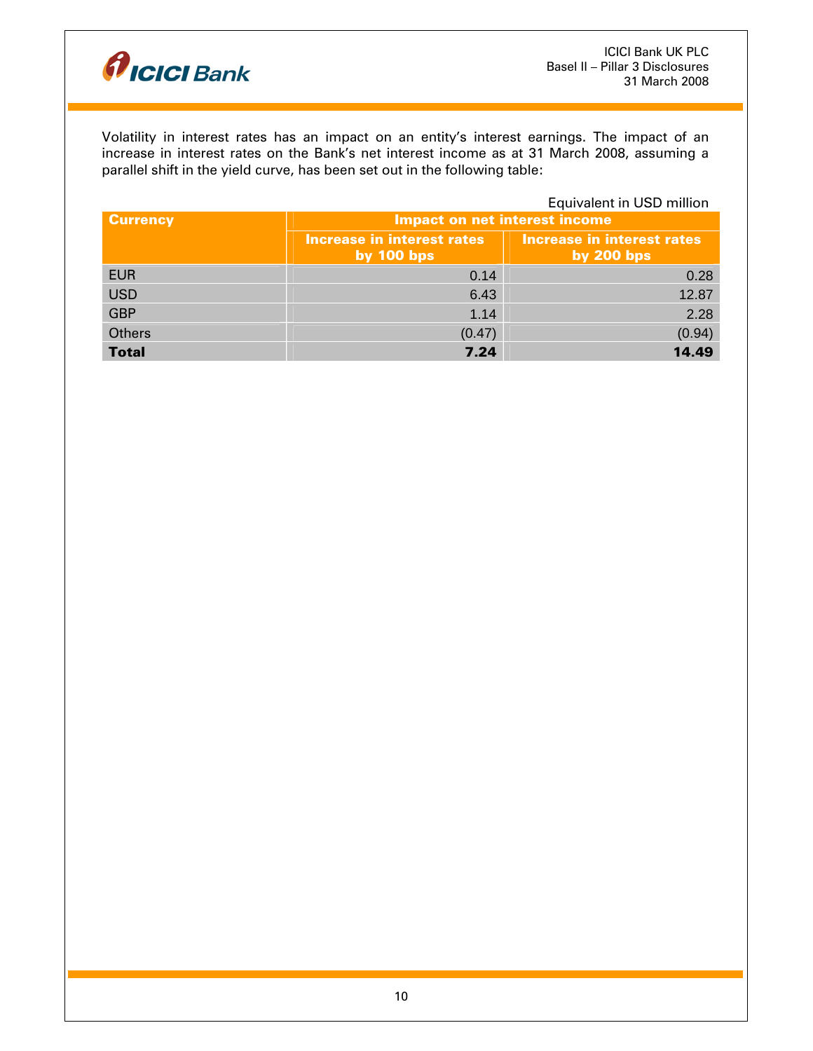Volatility in interest rates has an impact on an entity's interest earnings. The impact of an increase in interest rates on the Bank's net interest income as at 31 March 2008, assuming a parallel shift in the yield curve, has been set out in the following table:

Equivalent in USD million

| Currency | Impact on net interest income | |
|---|---|---|
| | Increase in interest rates by 100 bps | Increase in interest rates by 200 bps |
| EUR | 0.14 | 0.28 |
| USD | 6.43 | 12.87 |
| GBP | 1.14 | 2.28 |
| Others | (0.47) | (0.94) |
| **Total** | **7.24** | **14.49** |